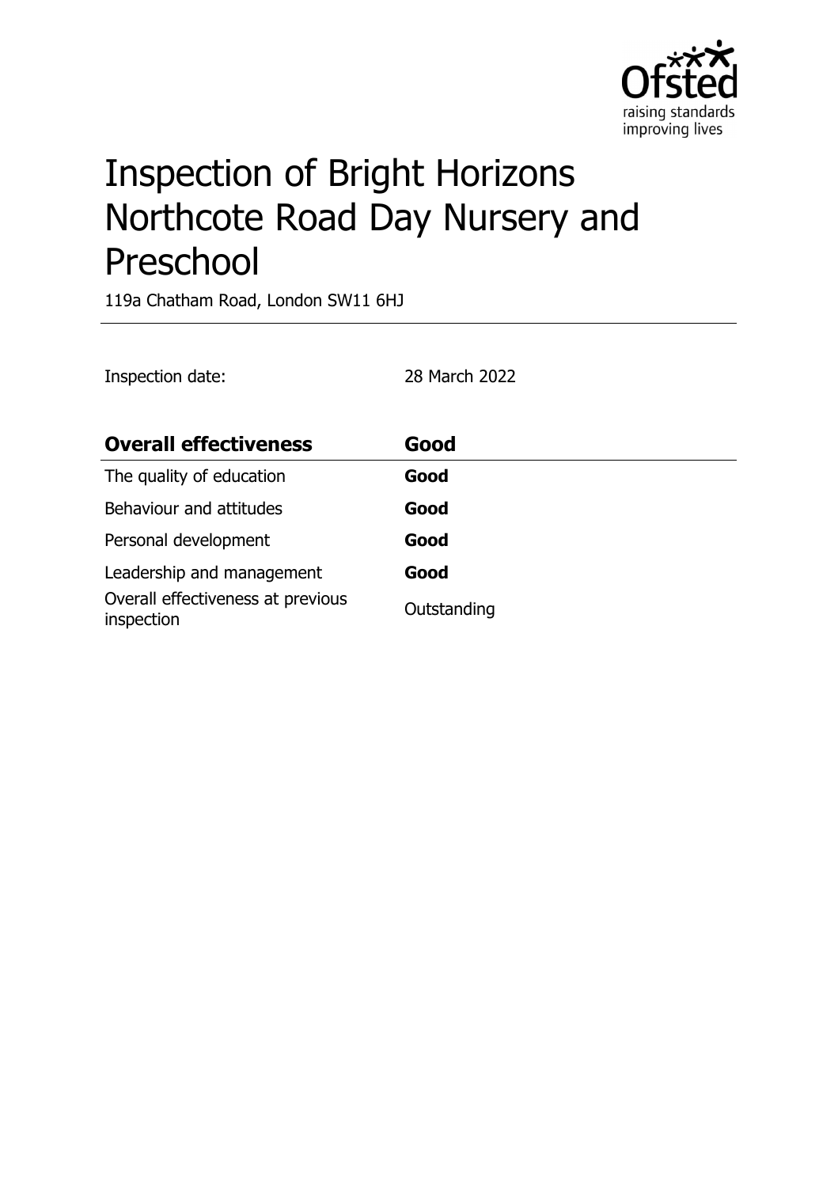# Inspection of Bright Horizons Northcote Road Day Nursery and Preschool

119a Chatham Road, London SW11 6HJ

Inspection date: 28 March 2022

| **Overall effectiveness** | **Good** |
|---|---|
| The quality of education | **Good** |
| Behaviour and attitudes | **Good** |
| Personal development | **Good** |
| Leadership and management | **Good** |
| Overall effectiveness at previous inspection | Outstanding |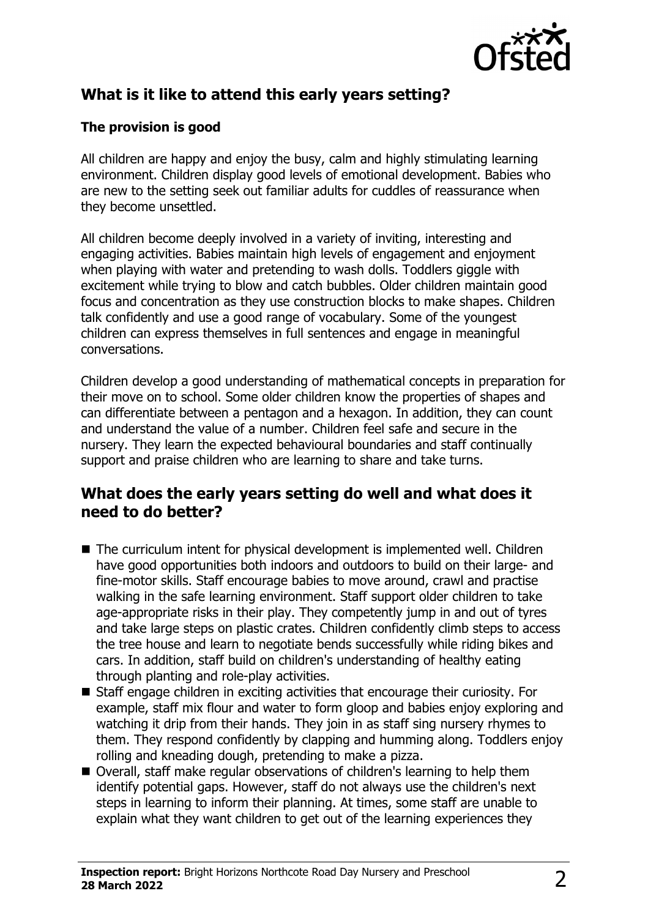## What is it like to attend this early years setting?

### The provision is good

All children are happy and enjoy the busy, calm and highly stimulating learning environment. Children display good levels of emotional development. Babies who are new to the setting seek out familiar adults for cuddles of reassurance when they become unsettled.

All children become deeply involved in a variety of inviting, interesting and engaging activities. Babies maintain high levels of engagement and enjoyment when playing with water and pretending to wash dolls. Toddlers giggle with excitement while trying to blow and catch bubbles. Older children maintain good focus and concentration as they use construction blocks to make shapes. Children talk confidently and use a good range of vocabulary. Some of the youngest children can express themselves in full sentences and engage in meaningful conversations.

Children develop a good understanding of mathematical concepts in preparation for their move on to school. Some older children know the properties of shapes and can differentiate between a pentagon and a hexagon. In addition, they can count and understand the value of a number. Children feel safe and secure in the nursery. They learn the expected behavioural boundaries and staff continually support and praise children who are learning to share and take turns.

## What does the early years setting do well and what does it need to do better?

- The curriculum intent for physical development is implemented well. Children have good opportunities both indoors and outdoors to build on their large- and fine-motor skills. Staff encourage babies to move around, crawl and practise walking in the safe learning environment. Staff support older children to take age-appropriate risks in their play. They competently jump in and out of tyres and take large steps on plastic crates. Children confidently climb steps to access the tree house and learn to negotiate bends successfully while riding bikes and cars. In addition, staff build on children's understanding of healthy eating through planting and role-play activities.
- Staff engage children in exciting activities that encourage their curiosity. For example, staff mix flour and water to form gloop and babies enjoy exploring and watching it drip from their hands. They join in as staff sing nursery rhymes to them. They respond confidently by clapping and humming along. Toddlers enjoy rolling and kneading dough, pretending to make a pizza.
- Overall, staff make regular observations of children's learning to help them identify potential gaps. However, staff do not always use the children's next steps in learning to inform their planning. At times, some staff are unable to explain what they want children to get out of the learning experiences they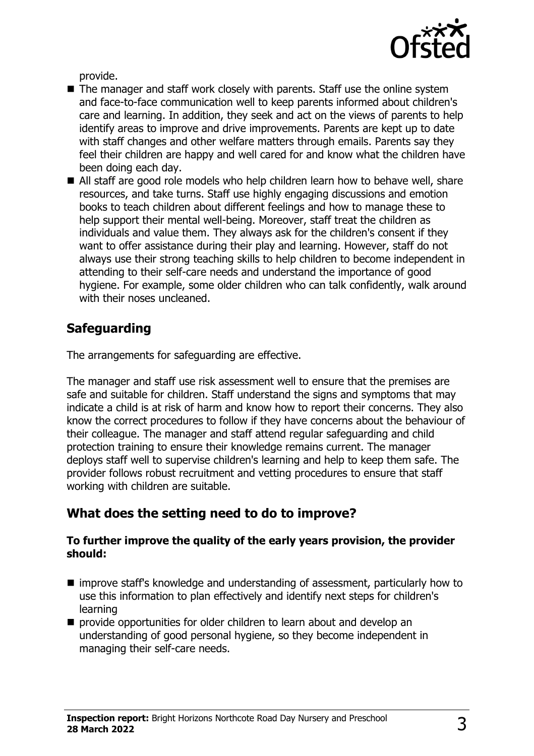provide.

- The manager and staff work closely with parents. Staff use the online system and face-to-face communication well to keep parents informed about children's care and learning. In addition, they seek and act on the views of parents to help identify areas to improve and drive improvements. Parents are kept up to date with staff changes and other welfare matters through emails. Parents say they feel their children are happy and well cared for and know what the children have been doing each day.
- All staff are good role models who help children learn how to behave well, share resources, and take turns. Staff use highly engaging discussions and emotion books to teach children about different feelings and how to manage these to help support their mental well-being. Moreover, staff treat the children as individuals and value them. They always ask for the children's consent if they want to offer assistance during their play and learning. However, staff do not always use their strong teaching skills to help children to become independent in attending to their self-care needs and understand the importance of good hygiene. For example, some older children who can talk confidently, walk around with their noses uncleaned.

## Safeguarding

The arrangements for safeguarding are effective.

The manager and staff use risk assessment well to ensure that the premises are safe and suitable for children. Staff understand the signs and symptoms that may indicate a child is at risk of harm and know how to report their concerns. They also know the correct procedures to follow if they have concerns about the behaviour of their colleague. The manager and staff attend regular safeguarding and child protection training to ensure their knowledge remains current. The manager deploys staff well to supervise children's learning and help to keep them safe. The provider follows robust recruitment and vetting procedures to ensure that staff working with children are suitable.

## What does the setting need to do to improve?

**To further improve the quality of the early years provision, the provider should:**

- improve staff's knowledge and understanding of assessment, particularly how to use this information to plan effectively and identify next steps for children's learning
- provide opportunities for older children to learn about and develop an understanding of good personal hygiene, so they become independent in managing their self-care needs.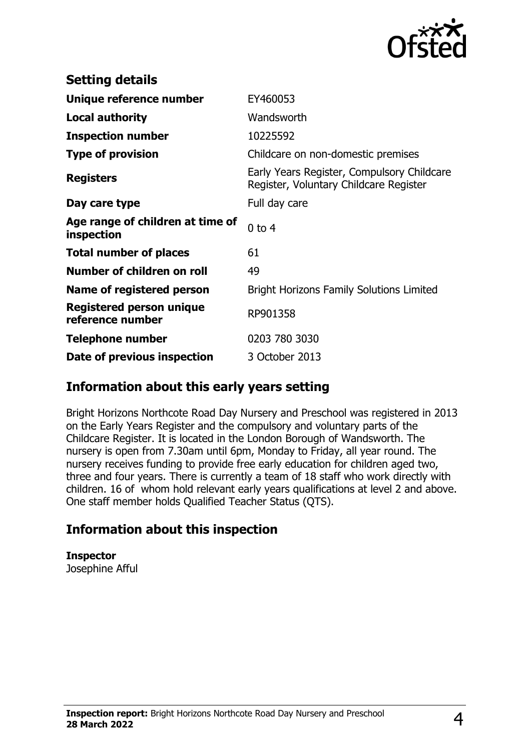## Setting details

| | |
|---|---|
| **Unique reference number** | EY460053 |
| **Local authority** | Wandsworth |
| **Inspection number** | 10225592 |
| **Type of provision** | Childcare on non-domestic premises |
| **Registers** | Early Years Register, Compulsory Childcare Register, Voluntary Childcare Register |
| **Day care type** | Full day care |
| **Age range of children at time of inspection** | 0 to 4 |
| **Total number of places** | 61 |
| **Number of children on roll** | 49 |
| **Name of registered person** | Bright Horizons Family Solutions Limited |
| **Registered person unique reference number** | RP901358 |
| **Telephone number** | 0203 780 3030 |
| **Date of previous inspection** | 3 October 2013 |

## Information about this early years setting

Bright Horizons Northcote Road Day Nursery and Preschool was registered in 2013 on the Early Years Register and the compulsory and voluntary parts of the Childcare Register. It is located in the London Borough of Wandsworth. The nursery is open from 7.30am until 6pm, Monday to Friday, all year round. The nursery receives funding to provide free early education for children aged two, three and four years. There is currently a team of 18 staff who work directly with children. 16 of whom hold relevant early years qualifications at level 2 and above. One staff member holds Qualified Teacher Status (QTS).

## Information about this inspection

**Inspector**
Josephine Afful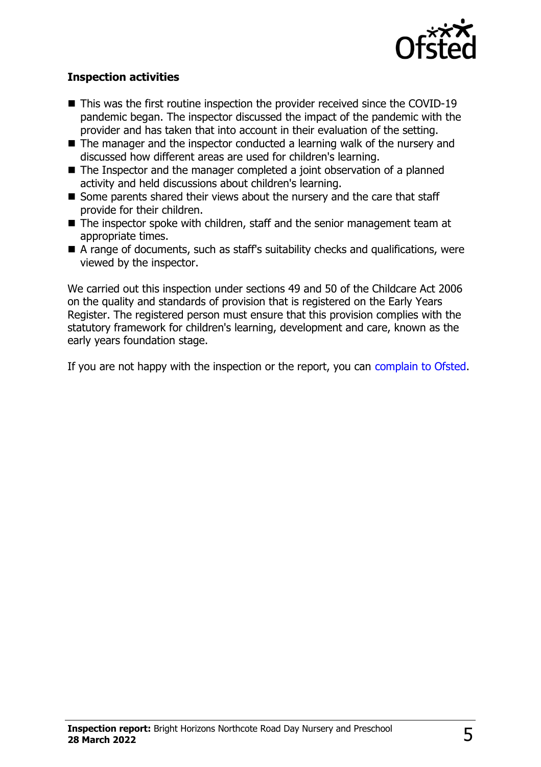### Inspection activities

- This was the first routine inspection the provider received since the COVID-19 pandemic began. The inspector discussed the impact of the pandemic with the provider and has taken that into account in their evaluation of the setting.
- The manager and the inspector conducted a learning walk of the nursery and discussed how different areas are used for children's learning.
- The Inspector and the manager completed a joint observation of a planned activity and held discussions about children's learning.
- Some parents shared their views about the nursery and the care that staff provide for their children.
- The inspector spoke with children, staff and the senior management team at appropriate times.
- A range of documents, such as staff's suitability checks and qualifications, were viewed by the inspector.

We carried out this inspection under sections 49 and 50 of the Childcare Act 2006 on the quality and standards of provision that is registered on the Early Years Register. The registered person must ensure that this provision complies with the statutory framework for children's learning, development and care, known as the early years foundation stage.

If you are not happy with the inspection or the report, you can complain to Ofsted.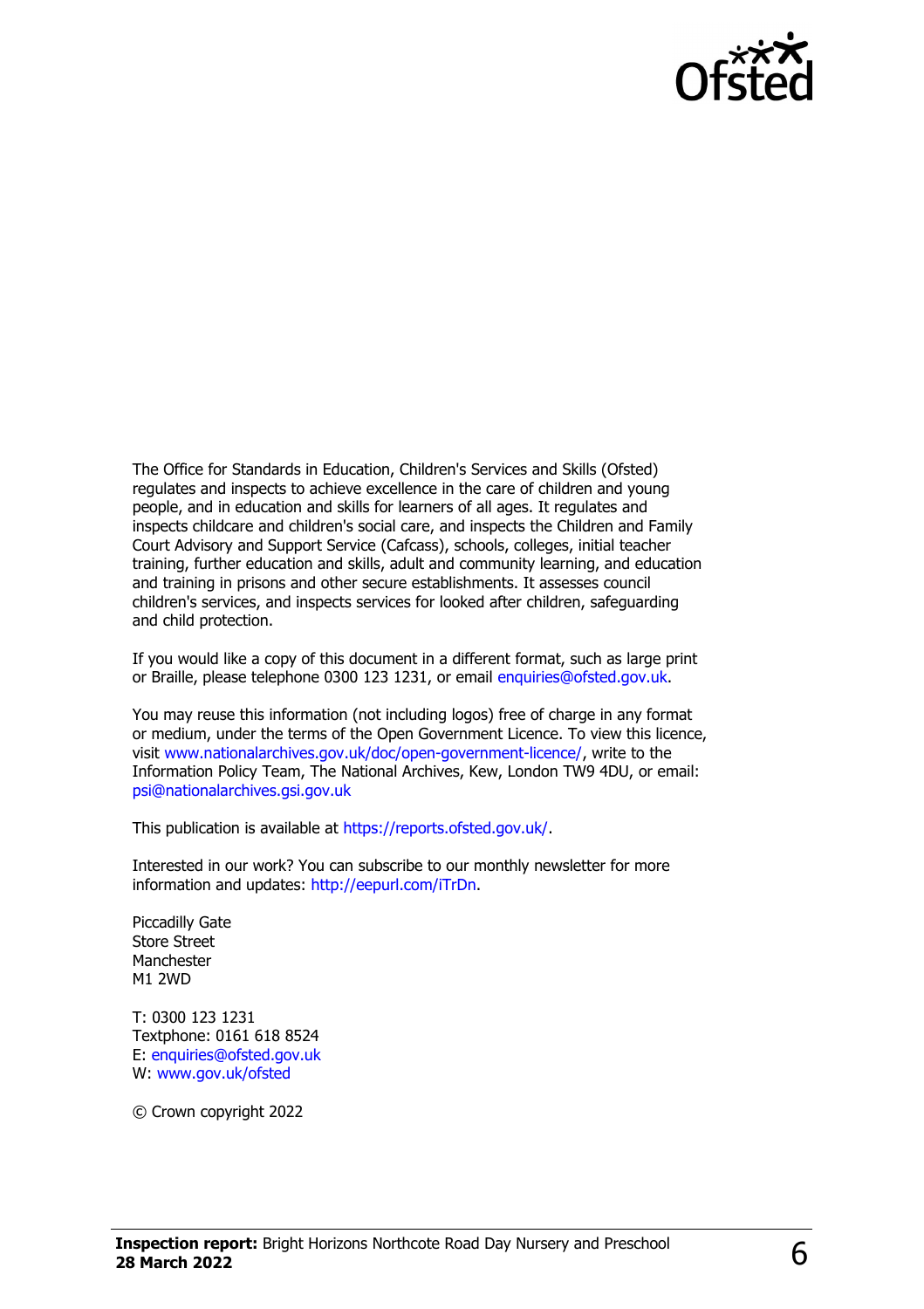The Office for Standards in Education, Children's Services and Skills (Ofsted) regulates and inspects to achieve excellence in the care of children and young people, and in education and skills for learners of all ages. It regulates and inspects childcare and children's social care, and inspects the Children and Family Court Advisory and Support Service (Cafcass), schools, colleges, initial teacher training, further education and skills, adult and community learning, and education and training in prisons and other secure establishments. It assesses council children's services, and inspects services for looked after children, safeguarding and child protection.

If you would like a copy of this document in a different format, such as large print or Braille, please telephone 0300 123 1231, or email enquiries@ofsted.gov.uk.

You may reuse this information (not including logos) free of charge in any format or medium, under the terms of the Open Government Licence. To view this licence, visit www.nationalarchives.gov.uk/doc/open-government-licence/, write to the Information Policy Team, The National Archives, Kew, London TW9 4DU, or email: psi@nationalarchives.gsi.gov.uk

This publication is available at https://reports.ofsted.gov.uk/.

Interested in our work? You can subscribe to our monthly newsletter for more information and updates: http://eepurl.com/iTrDn.

Piccadilly Gate
Store Street
Manchester
M1 2WD

T: 0300 123 1231
Textphone: 0161 618 8524
E: enquiries@ofsted.gov.uk
W: www.gov.uk/ofsted

© Crown copyright 2022